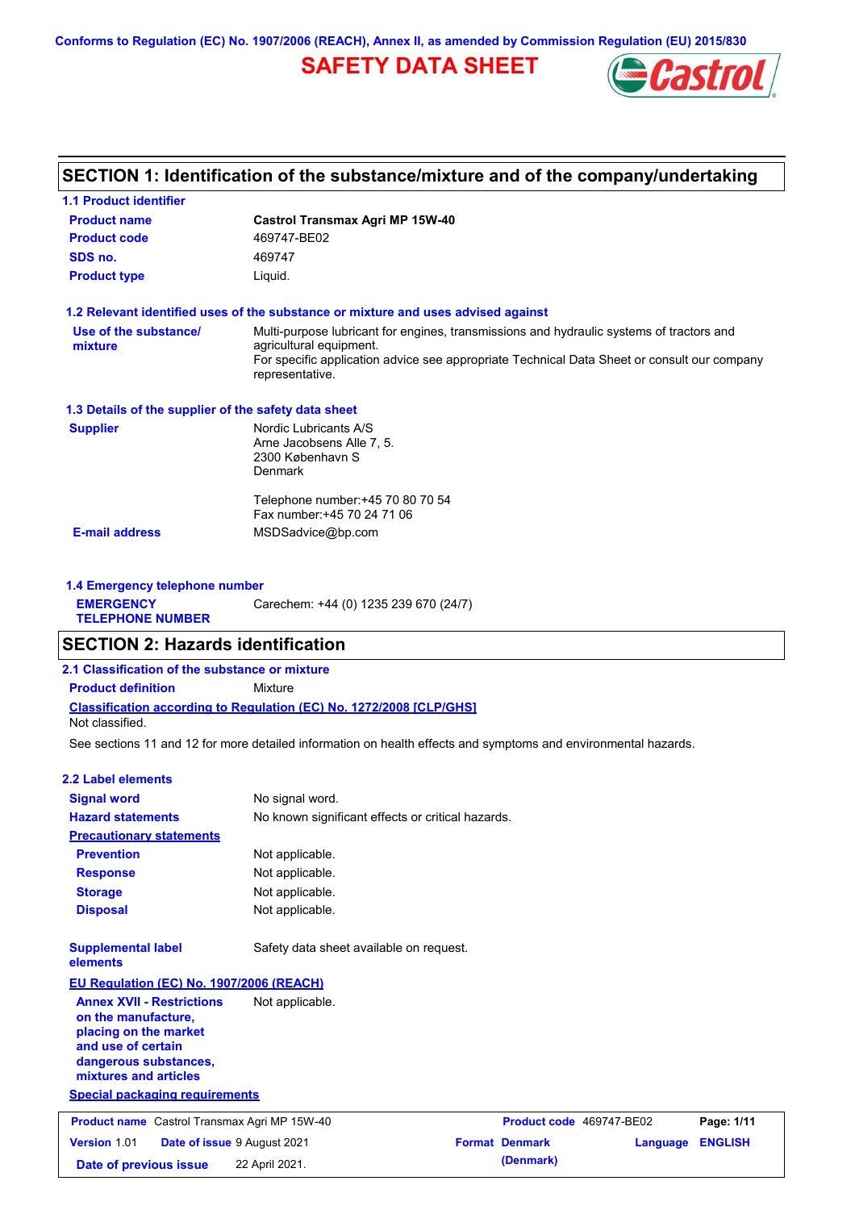Conforms to Regulation (EC) No. 1907/2006 (REACH), Annex II, as amended by Commission Regulation (EU) 2015/830

# SAFETY DATA SHEET

## SECTION 1: Identification of the substance/mixture and of the company/undertaking

### 1.1 Product identifier

| | |
|---|---|
| **Product name** | **Castrol Transmax Agri MP 15W-40** |
| **Product code** | 469747-BE02 |
| **SDS no.** | 469747 |
| **Product type** | Liquid. |

### 1.2 Relevant identified uses of the substance or mixture and uses advised against

**Use of the substance/ mixture**: Multi-purpose lubricant for engines, transmissions and hydraulic systems of tractors and agricultural equipment.
For specific application advice see appropriate Technical Data Sheet or consult our company representative.

### 1.3 Details of the supplier of the safety data sheet

**Supplier**
Nordic Lubricants A/S
Arne Jacobsens Alle 7, 5.
2300 København S
Denmark

Telephone number:+45 70 80 70 54
Fax number:+45 70 24 71 06

**E-mail address**: MSDSadvice@bp.com

### 1.4 Emergency telephone number

**EMERGENCY TELEPHONE NUMBER**: Carechem: +44 (0) 1235 239 670 (24/7)

## SECTION 2: Hazards identification

### 2.1 Classification of the substance or mixture

**Product definition**: Mixture

**Classification according to Regulation (EC) No. 1272/2008 [CLP/GHS]**
Not classified.

See sections 11 and 12 for more detailed information on health effects and symptoms and environmental hazards.

### 2.2 Label elements

| | |
|---|---|
| **Signal word** | No signal word. |
| **Hazard statements** | No known significant effects or critical hazards. |

**Precautionary statements**

| | |
|---|---|
| **Prevention** | Not applicable. |
| **Response** | Not applicable. |
| **Storage** | Not applicable. |
| **Disposal** | Not applicable. |

**Supplemental label elements**: Safety data sheet available on request.

**EU Regulation (EC) No. 1907/2006 (REACH)**

**Annex XVII - Restrictions on the manufacture, placing on the market and use of certain dangerous substances, mixtures and articles**: Not applicable.

**Special packaging requirements**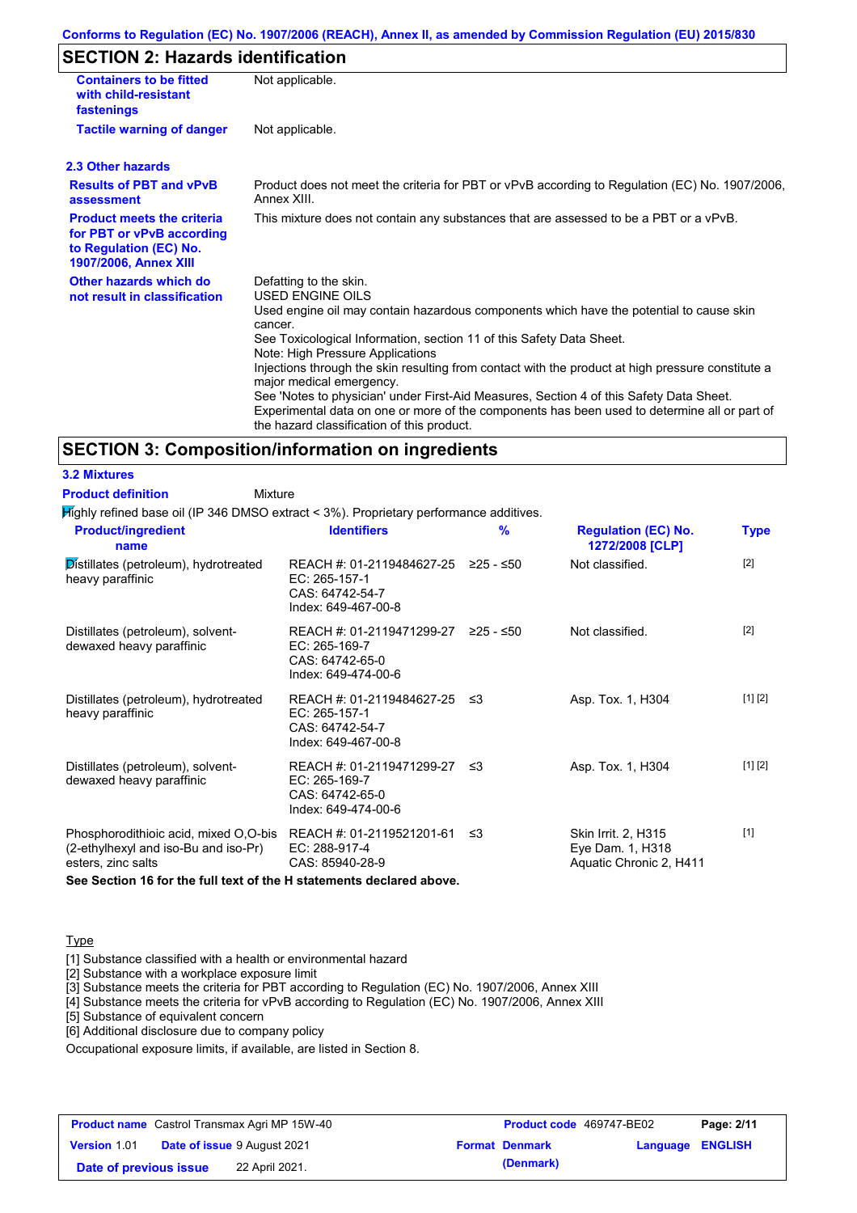## SECTION 2: Hazards identification

| | |
|---|---|
| **Containers to be fitted with child-resistant fastenings** | Not applicable. |
| **Tactile warning of danger** | Not applicable. |

### 2.3 Other hazards

| | |
|---|---|
| **Results of PBT and vPvB assessment** | Product does not meet the criteria for PBT or vPvB according to Regulation (EC) No. 1907/2006, Annex XIII. |
| **Product meets the criteria for PBT or vPvB according to Regulation (EC) No. 1907/2006, Annex XIII** | This mixture does not contain any substances that are assessed to be a PBT or a vPvB. |
| **Other hazards which do not result in classification** | Defatting to the skin.<br>USED ENGINE OILS<br>Used engine oil may contain hazardous components which have the potential to cause skin cancer.<br>See Toxicological Information, section 11 of this Safety Data Sheet.<br>Note: High Pressure Applications<br>Injections through the skin resulting from contact with the product at high pressure constitute a major medical emergency.<br>See 'Notes to physician' under First-Aid Measures, Section 4 of this Safety Data Sheet.<br>Experimental data on one or more of the components has been used to determine all or part of the hazard classification of this product. |

## SECTION 3: Composition/information on ingredients

### 3.2 Mixtures

**Product definition** Mixture

Highly refined base oil (IP 346 DMSO extract < 3%). Proprietary performance additives.

| Product/ingredient name | Identifiers | % | Regulation (EC) No. 1272/2008 [CLP] | Type |
|---|---|---|---|---|
| Distillates (petroleum), hydrotreated heavy paraffinic | REACH #: 01-2119484627-25<br>EC: 265-157-1<br>CAS: 64742-54-7<br>Index: 649-467-00-8 | ≥25 - ≤50 | Not classified. | [2] |
| Distillates (petroleum), solvent-dewaxed heavy paraffinic | REACH #: 01-2119471299-27<br>EC: 265-169-7<br>CAS: 64742-65-0<br>Index: 649-474-00-6 | ≥25 - ≤50 | Not classified. | [2] |
| Distillates (petroleum), hydrotreated heavy paraffinic | REACH #: 01-2119484627-25<br>EC: 265-157-1<br>CAS: 64742-54-7<br>Index: 649-467-00-8 | ≤3 | Asp. Tox. 1, H304 | [1] [2] |
| Distillates (petroleum), solvent-dewaxed heavy paraffinic | REACH #: 01-2119471299-27<br>EC: 265-169-7<br>CAS: 64742-65-0<br>Index: 649-474-00-6 | ≤3 | Asp. Tox. 1, H304 | [1] [2] |
| Phosphorodithioic acid, mixed O,O-bis (2-ethylhexyl and iso-Bu and iso-Pr) esters, zinc salts | REACH #: 01-2119521201-61<br>EC: 288-917-4<br>CAS: 85940-28-9 | ≤3 | Skin Irrit. 2, H315<br>Eye Dam. 1, H318<br>Aquatic Chronic 2, H411 | [1] |

**See Section 16 for the full text of the H statements declared above.**

Type

[1] Substance classified with a health or environmental hazard
[2] Substance with a workplace exposure limit
[3] Substance meets the criteria for PBT according to Regulation (EC) No. 1907/2006, Annex XIII
[4] Substance meets the criteria for vPvB according to Regulation (EC) No. 1907/2006, Annex XIII
[5] Substance of equivalent concern
[6] Additional disclosure due to company policy

Occupational exposure limits, if available, are listed in Section 8.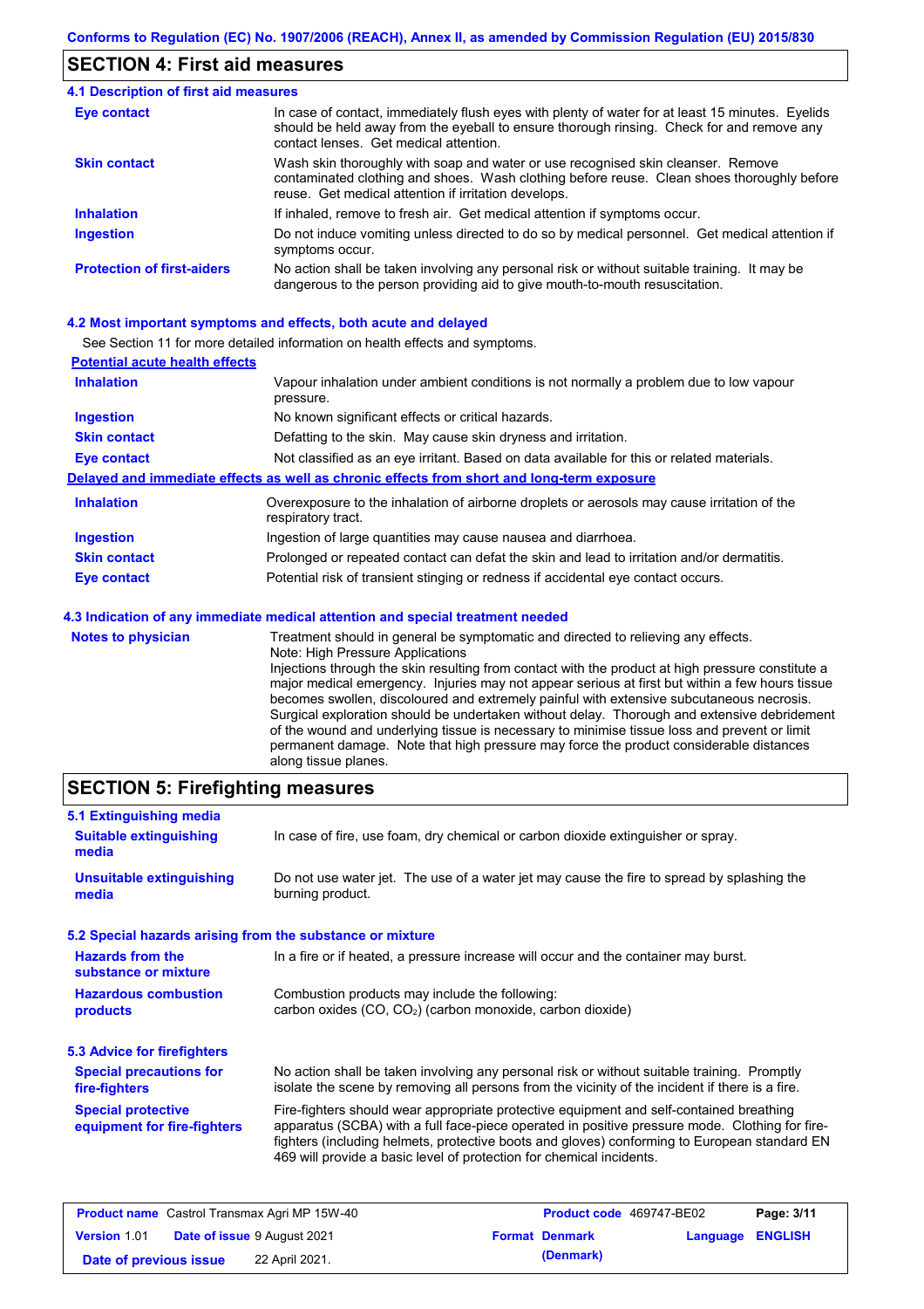## SECTION 4: First aid measures

### 4.1 Description of first aid measures

| | |
|---|---|
| **Eye contact** | In case of contact, immediately flush eyes with plenty of water for at least 15 minutes. Eyelids should be held away from the eyeball to ensure thorough rinsing. Check for and remove any contact lenses. Get medical attention. |
| **Skin contact** | Wash skin thoroughly with soap and water or use recognised skin cleanser. Remove contaminated clothing and shoes. Wash clothing before reuse. Clean shoes thoroughly before reuse. Get medical attention if irritation develops. |
| **Inhalation** | If inhaled, remove to fresh air. Get medical attention if symptoms occur. |
| **Ingestion** | Do not induce vomiting unless directed to do so by medical personnel. Get medical attention if symptoms occur. |
| **Protection of first-aiders** | No action shall be taken involving any personal risk or without suitable training. It may be dangerous to the person providing aid to give mouth-to-mouth resuscitation. |

### 4.2 Most important symptoms and effects, both acute and delayed

See Section 11 for more detailed information on health effects and symptoms.

**Potential acute health effects**

| | |
|---|---|
| **Inhalation** | Vapour inhalation under ambient conditions is not normally a problem due to low vapour pressure. |
| **Ingestion** | No known significant effects or critical hazards. |
| **Skin contact** | Defatting to the skin. May cause skin dryness and irritation. |
| **Eye contact** | Not classified as an eye irritant. Based on data available for this or related materials. |

**Delayed and immediate effects as well as chronic effects from short and long-term exposure**

| | |
|---|---|
| **Inhalation** | Overexposure to the inhalation of airborne droplets or aerosols may cause irritation of the respiratory tract. |
| **Ingestion** | Ingestion of large quantities may cause nausea and diarrhoea. |
| **Skin contact** | Prolonged or repeated contact can defat the skin and lead to irritation and/or dermatitis. |
| **Eye contact** | Potential risk of transient stinging or redness if accidental eye contact occurs. |

### 4.3 Indication of any immediate medical attention and special treatment needed

| | |
|---|---|
| **Notes to physician** | Treatment should in general be symptomatic and directed to relieving any effects. Note: High Pressure Applications Injections through the skin resulting from contact with the product at high pressure constitute a major medical emergency. Injuries may not appear serious at first but within a few hours tissue becomes swollen, discoloured and extremely painful with extensive subcutaneous necrosis. Surgical exploration should be undertaken without delay. Thorough and extensive debridement of the wound and underlying tissue is necessary to minimise tissue loss and prevent or limit permanent damage. Note that high pressure may force the product considerable distances along tissue planes. |

## SECTION 5: Firefighting measures

### 5.1 Extinguishing media

| | |
|---|---|
| **Suitable extinguishing media** | In case of fire, use foam, dry chemical or carbon dioxide extinguisher or spray. |
| **Unsuitable extinguishing media** | Do not use water jet. The use of a water jet may cause the fire to spread by splashing the burning product. |

### 5.2 Special hazards arising from the substance or mixture

| | |
|---|---|
| **Hazards from the substance or mixture** | In a fire or if heated, a pressure increase will occur and the container may burst. |
| **Hazardous combustion products** | Combustion products may include the following: carbon oxides (CO, $CO_2$) (carbon monoxide, carbon dioxide) |

### 5.3 Advice for firefighters

| | |
|---|---|
| **Special precautions for fire-fighters** | No action shall be taken involving any personal risk or without suitable training. Promptly isolate the scene by removing all persons from the vicinity of the incident if there is a fire. |
| **Special protective equipment for fire-fighters** | Fire-fighters should wear appropriate protective equipment and self-contained breathing apparatus (SCBA) with a full face-piece operated in positive pressure mode. Clothing for fire-fighters (including helmets, protective boots and gloves) conforming to European standard EN 469 will provide a basic level of protection for chemical incidents. |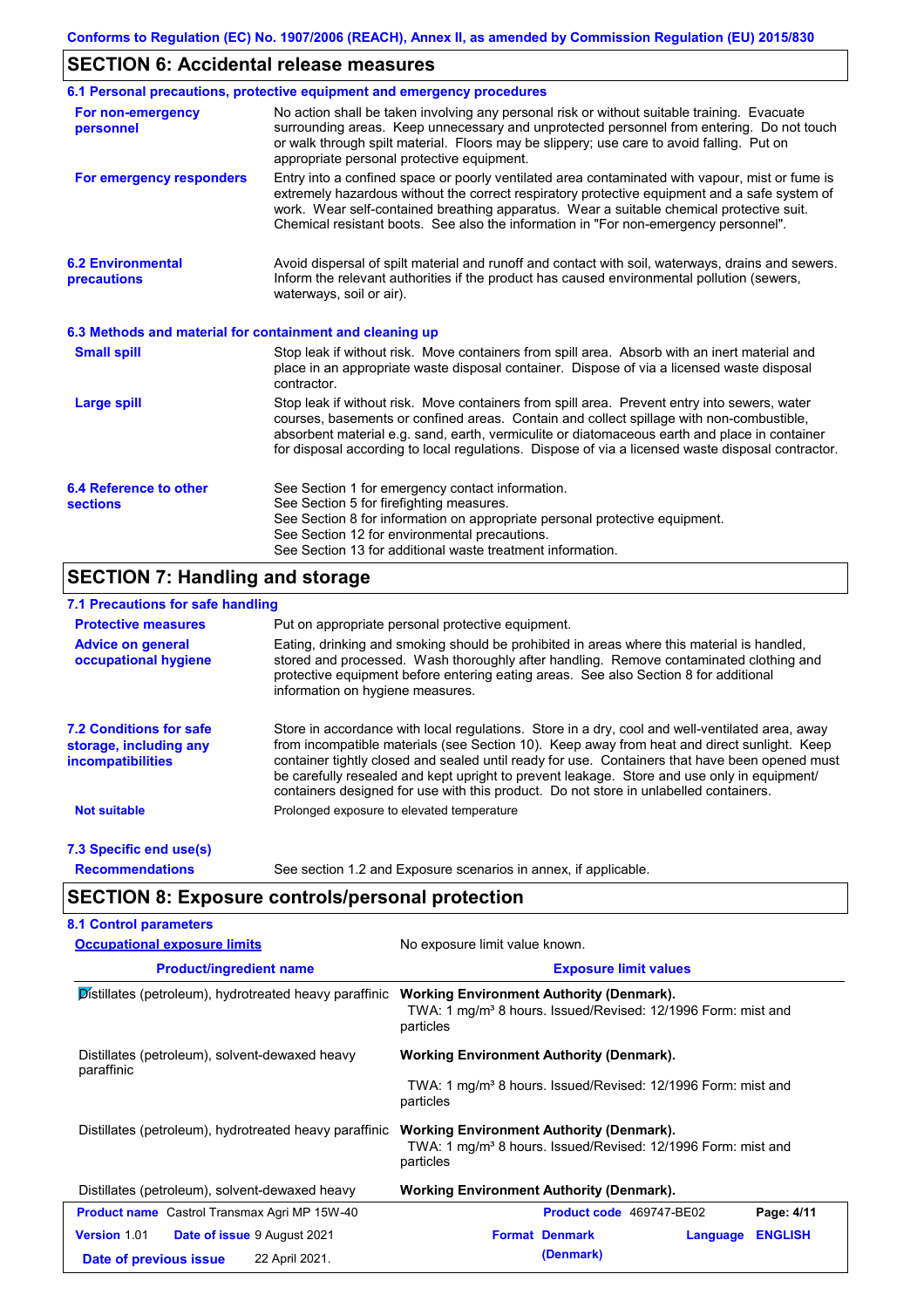## SECTION 6: Accidental release measures

### 6.1 Personal precautions, protective equipment and emergency procedures

**For non-emergency personnel**

No action shall be taken involving any personal risk or without suitable training. Evacuate surrounding areas. Keep unnecessary and unprotected personnel from entering. Do not touch or walk through spilt material. Floors may be slippery; use care to avoid falling. Put on appropriate personal protective equipment.

**For emergency responders**

Entry into a confined space or poorly ventilated area contaminated with vapour, mist or fume is extremely hazardous without the correct respiratory protective equipment and a safe system of work. Wear self-contained breathing apparatus. Wear a suitable chemical protective suit. Chemical resistant boots. See also the information in "For non-emergency personnel".

### 6.2 Environmental precautions

Avoid dispersal of spilt material and runoff and contact with soil, waterways, drains and sewers. Inform the relevant authorities if the product has caused environmental pollution (sewers, waterways, soil or air).

### 6.3 Methods and material for containment and cleaning up

**Small spill**

Stop leak if without risk. Move containers from spill area. Absorb with an inert material and place in an appropriate waste disposal container. Dispose of via a licensed waste disposal contractor.

**Large spill**

Stop leak if without risk. Move containers from spill area. Prevent entry into sewers, water courses, basements or confined areas. Contain and collect spillage with non-combustible, absorbent material e.g. sand, earth, vermiculite or diatomaceous earth and place in container for disposal according to local regulations. Dispose of via a licensed waste disposal contractor.

### 6.4 Reference to other sections

See Section 1 for emergency contact information.
See Section 5 for firefighting measures.
See Section 8 for information on appropriate personal protective equipment.
See Section 12 for environmental precautions.
See Section 13 for additional waste treatment information.

## SECTION 7: Handling and storage

### 7.1 Precautions for safe handling

**Protective measures**

Put on appropriate personal protective equipment.

**Advice on general occupational hygiene**

Eating, drinking and smoking should be prohibited in areas where this material is handled, stored and processed. Wash thoroughly after handling. Remove contaminated clothing and protective equipment before entering eating areas. See also Section 8 for additional information on hygiene measures.

### 7.2 Conditions for safe storage, including any incompatibilities

Store in accordance with local regulations. Store in a dry, cool and well-ventilated area, away from incompatible materials (see Section 10). Keep away from heat and direct sunlight. Keep container tightly closed and sealed until ready for use. Containers that have been opened must be carefully resealed and kept upright to prevent leakage. Store and use only in equipment/ containers designed for use with this product. Do not store in unlabelled containers.

**Not suitable**

Prolonged exposure to elevated temperature

### 7.3 Specific end use(s)

**Recommendations**

See section 1.2 and Exposure scenarios in annex, if applicable.

## SECTION 8: Exposure controls/personal protection

### 8.1 Control parameters

**Occupational exposure limits**

No exposure limit value known.

| Product/ingredient name | Exposure limit values |
|---|---|
| Distillates (petroleum), hydrotreated heavy paraffinic | **Working Environment Authority (Denmark).** TWA: 1 mg/m³ 8 hours. Issued/Revised: 12/1996 Form: mist and particles |
| Distillates (petroleum), solvent-dewaxed heavy paraffinic | **Working Environment Authority (Denmark).** TWA: 1 mg/m³ 8 hours. Issued/Revised: 12/1996 Form: mist and particles |
| Distillates (petroleum), hydrotreated heavy paraffinic | **Working Environment Authority (Denmark).** TWA: 1 mg/m³ 8 hours. Issued/Revised: 12/1996 Form: mist and particles |
| Distillates (petroleum), solvent-dewaxed heavy | **Working Environment Authority (Denmark).** |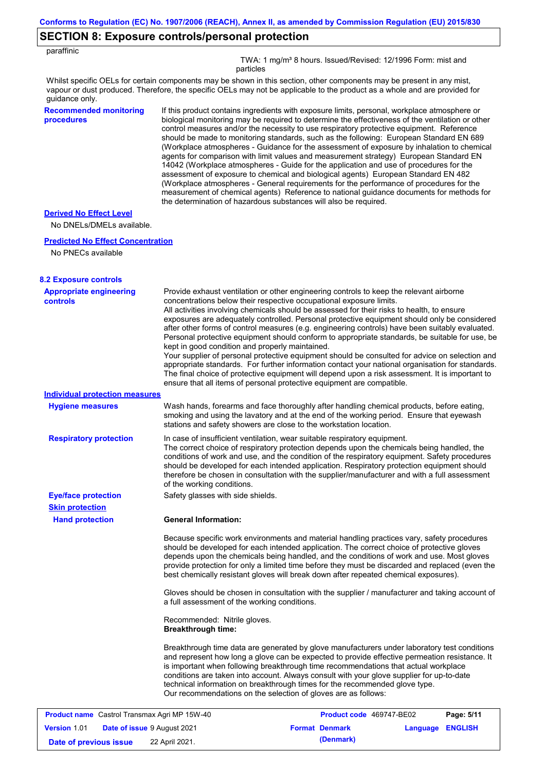## SECTION 8: Exposure controls/personal protection

paraffinic

TWA: 1 mg/m³ 8 hours. Issued/Revised: 12/1996 Form: mist and particles

Whilst specific OELs for certain components may be shown in this section, other components may be present in any mist, vapour or dust produced. Therefore, the specific OELs may not be applicable to the product as a whole and are provided for guidance only.

**Recommended monitoring procedures**

If this product contains ingredients with exposure limits, personal, workplace atmosphere or biological monitoring may be required to determine the effectiveness of the ventilation or other control measures and/or the necessity to use respiratory protective equipment. Reference should be made to monitoring standards, such as the following: European Standard EN 689 (Workplace atmospheres - Guidance for the assessment of exposure by inhalation to chemical agents for comparison with limit values and measurement strategy) European Standard EN 14042 (Workplace atmospheres - Guide for the application and use of procedures for the assessment of exposure to chemical and biological agents) European Standard EN 482 (Workplace atmospheres - General requirements for the performance of procedures for the measurement of chemical agents) Reference to national guidance documents for methods for the determination of hazardous substances will also be required.

**Derived No Effect Level**

No DNELs/DMELs available.

**Predicted No Effect Concentration**

No PNECs available

### 8.2 Exposure controls

**Appropriate engineering controls**

Provide exhaust ventilation or other engineering controls to keep the relevant airborne concentrations below their respective occupational exposure limits.
All activities involving chemicals should be assessed for their risks to health, to ensure exposures are adequately controlled. Personal protective equipment should only be considered after other forms of control measures (e.g. engineering controls) have been suitably evaluated. Personal protective equipment should conform to appropriate standards, be suitable for use, be kept in good condition and properly maintained.
Your supplier of personal protective equipment should be consulted for advice on selection and appropriate standards. For further information contact your national organisation for standards. The final choice of protective equipment will depend upon a risk assessment. It is important to ensure that all items of personal protective equipment are compatible.

**Individual protection measures**

**Hygiene measures**

Wash hands, forearms and face thoroughly after handling chemical products, before eating, smoking and using the lavatory and at the end of the working period. Ensure that eyewash stations and safety showers are close to the workstation location.

**Respiratory protection**

In case of insufficient ventilation, wear suitable respiratory equipment.
The correct choice of respiratory protection depends upon the chemicals being handled, the conditions of work and use, and the condition of the respiratory equipment. Safety procedures should be developed for each intended application. Respiratory protection equipment should therefore be chosen in consultation with the supplier/manufacturer and with a full assessment of the working conditions.

**Eye/face protection**

Safety glasses with side shields.

**Skin protection**

**Hand protection**

**General Information:**

Because specific work environments and material handling practices vary, safety procedures should be developed for each intended application. The correct choice of protective gloves depends upon the chemicals being handled, and the conditions of work and use. Most gloves provide protection for only a limited time before they must be discarded and replaced (even the best chemically resistant gloves will break down after repeated chemical exposures).

Gloves should be chosen in consultation with the supplier / manufacturer and taking account of a full assessment of the working conditions.

Recommended: Nitrile gloves.
**Breakthrough time:**

Breakthrough time data are generated by glove manufacturers under laboratory test conditions and represent how long a glove can be expected to provide effective permeation resistance. It is important when following breakthrough time recommendations that actual workplace conditions are taken into account. Always consult with your glove supplier for up-to-date technical information on breakthrough times for the recommended glove type.
Our recommendations on the selection of gloves are as follows: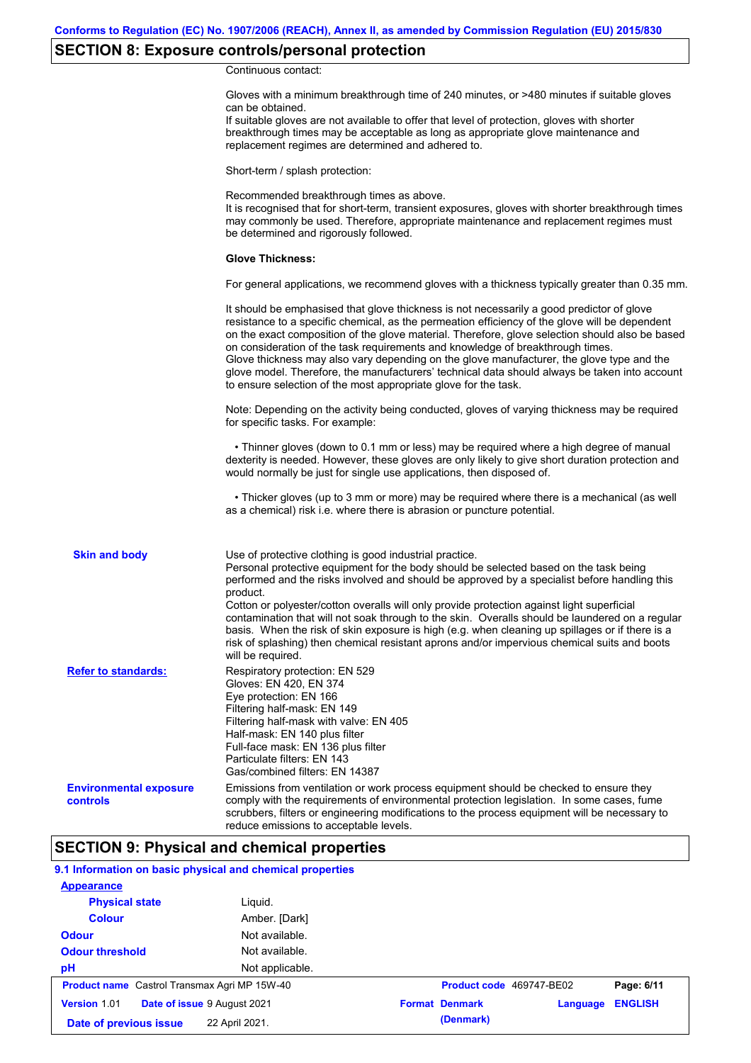## SECTION 8: Exposure controls/personal protection

Continuous contact:

Gloves with a minimum breakthrough time of 240 minutes, or >480 minutes if suitable gloves can be obtained.
If suitable gloves are not available to offer that level of protection, gloves with shorter breakthrough times may be acceptable as long as appropriate glove maintenance and replacement regimes are determined and adhered to.

Short-term / splash protection:

Recommended breakthrough times as above.
It is recognised that for short-term, transient exposures, gloves with shorter breakthrough times may commonly be used. Therefore, appropriate maintenance and replacement regimes must be determined and rigorously followed.

**Glove Thickness:**

For general applications, we recommend gloves with a thickness typically greater than 0.35 mm.

It should be emphasised that glove thickness is not necessarily a good predictor of glove resistance to a specific chemical, as the permeation efficiency of the glove will be dependent on the exact composition of the glove material. Therefore, glove selection should also be based on consideration of the task requirements and knowledge of breakthrough times.
Glove thickness may also vary depending on the glove manufacturer, the glove type and the glove model. Therefore, the manufacturers' technical data should always be taken into account to ensure selection of the most appropriate glove for the task.

Note: Depending on the activity being conducted, gloves of varying thickness may be required for specific tasks. For example:

- Thinner gloves (down to 0.1 mm or less) may be required where a high degree of manual dexterity is needed. However, these gloves are only likely to give short duration protection and would normally be just for single use applications, then disposed of.

- Thicker gloves (up to 3 mm or more) may be required where there is a mechanical (as well as a chemical) risk i.e. where there is abrasion or puncture potential.

**Skin and body**

Use of protective clothing is good industrial practice.
Personal protective equipment for the body should be selected based on the task being performed and the risks involved and should be approved by a specialist before handling this product.
Cotton or polyester/cotton overalls will only provide protection against light superficial contamination that will not soak through to the skin. Overalls should be laundered on a regular basis. When the risk of skin exposure is high (e.g. when cleaning up spillages or if there is a risk of splashing) then chemical resistant aprons and/or impervious chemical suits and boots will be required.

**Refer to standards:**

Respiratory protection: EN 529
Gloves: EN 420, EN 374
Eye protection: EN 166
Filtering half-mask: EN 149
Filtering half-mask with valve: EN 405
Half-mask: EN 140 plus filter
Full-face mask: EN 136 plus filter
Particulate filters: EN 143
Gas/combined filters: EN 14387

**Environmental exposure controls**

Emissions from ventilation or work process equipment should be checked to ensure they comply with the requirements of environmental protection legislation. In some cases, fume scrubbers, filters or engineering modifications to the process equipment will be necessary to reduce emissions to acceptable levels.

## SECTION 9: Physical and chemical properties

### 9.1 Information on basic physical and chemical properties

**Appearance**

| | |
|---|---|
| **Physical state** | Liquid. |
| **Colour** | Amber. [Dark] |
| **Odour** | Not available. |
| **Odour threshold** | Not available. |
| **pH** | Not applicable. |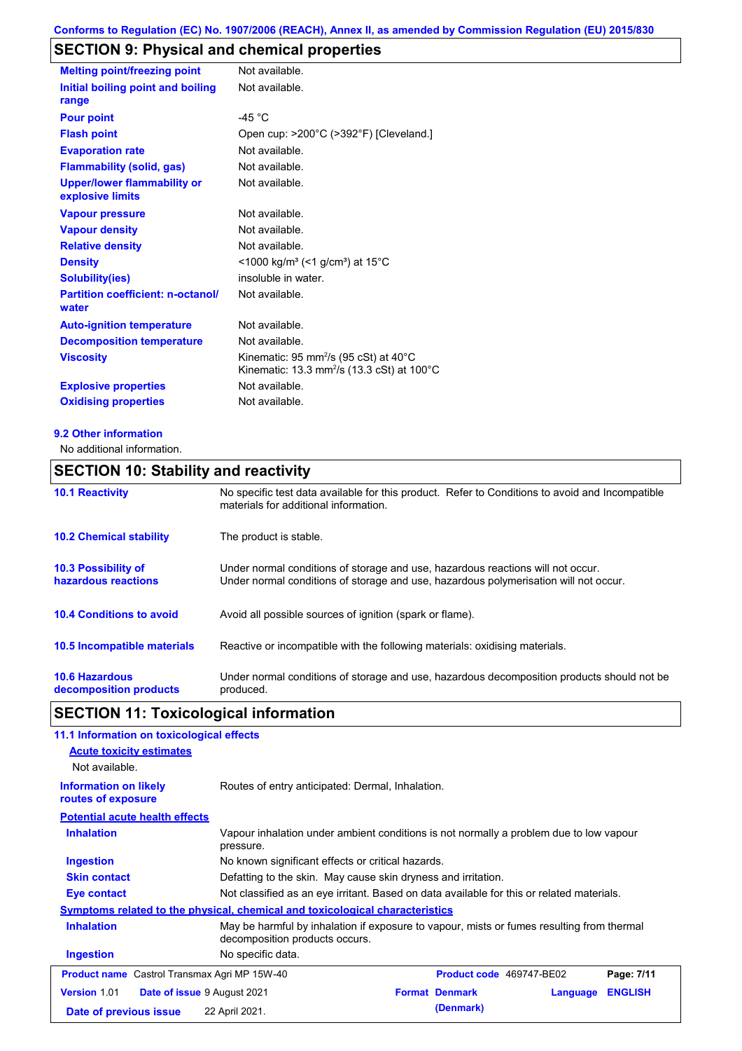## SECTION 9: Physical and chemical properties

| | |
|---|---|
| **Melting point/freezing point** | Not available. |
| **Initial boiling point and boiling range** | Not available. |
| **Pour point** | -45 °C |
| **Flash point** | Open cup: >200°C (>392°F) [Cleveland.] |
| **Evaporation rate** | Not available. |
| **Flammability (solid, gas)** | Not available. |
| **Upper/lower flammability or explosive limits** | Not available. |
| **Vapour pressure** | Not available. |
| **Vapour density** | Not available. |
| **Relative density** | Not available. |
| **Density** | <1000 kg/m³ (<1 g/cm³) at 15°C |
| **Solubility(ies)** | insoluble in water. |
| **Partition coefficient: n-octanol/ water** | Not available. |
| **Auto-ignition temperature** | Not available. |
| **Decomposition temperature** | Not available. |
| **Viscosity** | Kinematic: 95 $mm^2/s$ (95 cSt) at 40°C<br>Kinematic: 13.3 $mm^2/s$ (13.3 cSt) at 100°C |
| **Explosive properties** | Not available. |
| **Oxidising properties** | Not available. |

### 9.2 Other information

No additional information.

## SECTION 10: Stability and reactivity

| | |
|---|---|
| **10.1 Reactivity** | No specific test data available for this product. Refer to Conditions to avoid and Incompatible materials for additional information. |
| **10.2 Chemical stability** | The product is stable. |
| **10.3 Possibility of hazardous reactions** | Under normal conditions of storage and use, hazardous reactions will not occur.<br>Under normal conditions of storage and use, hazardous polymerisation will not occur. |
| **10.4 Conditions to avoid** | Avoid all possible sources of ignition (spark or flame). |
| **10.5 Incompatible materials** | Reactive or incompatible with the following materials: oxidising materials. |
| **10.6 Hazardous decomposition products** | Under normal conditions of storage and use, hazardous decomposition products should not be produced. |

## SECTION 11: Toxicological information

### 11.1 Information on toxicological effects

**Acute toxicity estimates**

Not available.

**Information on likely routes of exposure**: Routes of entry anticipated: Dermal, Inhalation.

**Potential acute health effects**

| | |
|---|---|
| **Inhalation** | Vapour inhalation under ambient conditions is not normally a problem due to low vapour pressure. |
| **Ingestion** | No known significant effects or critical hazards. |
| **Skin contact** | Defatting to the skin. May cause skin dryness and irritation. |
| **Eye contact** | Not classified as an eye irritant. Based on data available for this or related materials. |

**Symptoms related to the physical, chemical and toxicological characteristics**

| | |
|---|---|
| **Inhalation** | May be harmful by inhalation if exposure to vapour, mists or fumes resulting from thermal decomposition products occurs. |
| **Ingestion** | No specific data. |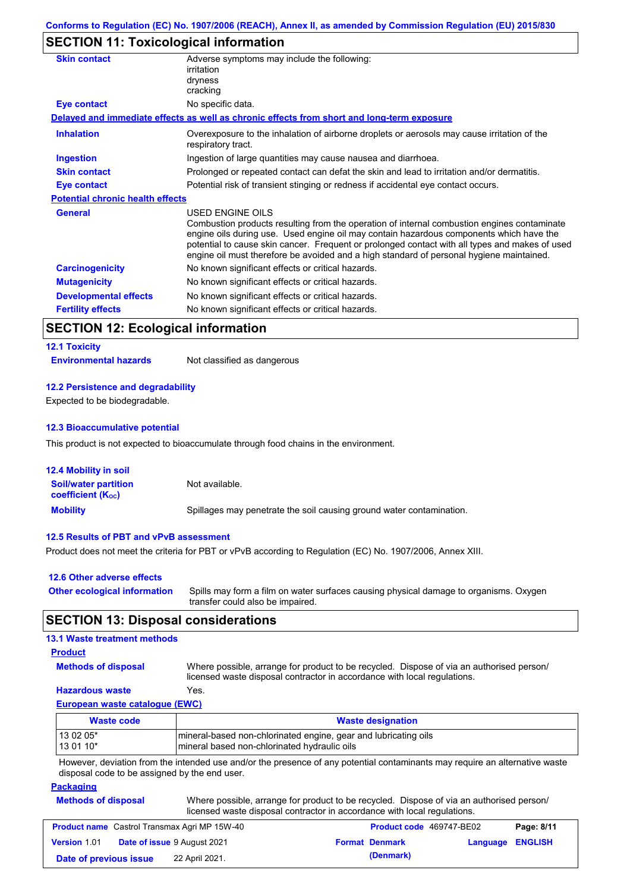## SECTION 11: Toxicological information

**Skin contact** Adverse symptoms may include the following:
irritation
dryness
cracking

**Eye contact** No specific data.

**Delayed and immediate effects as well as chronic effects from short and long-term exposure**

**Inhalation** Overexposure to the inhalation of airborne droplets or aerosols may cause irritation of the respiratory tract.

**Ingestion** Ingestion of large quantities may cause nausea and diarrhoea.

**Skin contact** Prolonged or repeated contact can defat the skin and lead to irritation and/or dermatitis.

**Eye contact** Potential risk of transient stinging or redness if accidental eye contact occurs.

**Potential chronic health effects**

**General** USED ENGINE OILS
Combustion products resulting from the operation of internal combustion engines contaminate engine oils during use. Used engine oil may contain hazardous components which have the potential to cause skin cancer. Frequent or prolonged contact with all types and makes of used engine oil must therefore be avoided and a high standard of personal hygiene maintained.

**Carcinogenicity** No known significant effects or critical hazards.

**Mutagenicity** No known significant effects or critical hazards.

**Developmental effects** No known significant effects or critical hazards.

**Fertility effects** No known significant effects or critical hazards.

## SECTION 12: Ecological information

### 12.1 Toxicity

**Environmental hazards** Not classified as dangerous

### 12.2 Persistence and degradability

Expected to be biodegradable.

### 12.3 Bioaccumulative potential

This product is not expected to bioaccumulate through food chains in the environment.

### 12.4 Mobility in soil

**Soil/water partition coefficient ($K_{OC}$)** Not available.

**Mobility** Spillages may penetrate the soil causing ground water contamination.

### 12.5 Results of PBT and vPvB assessment

Product does not meet the criteria for PBT or vPvB according to Regulation (EC) No. 1907/2006, Annex XIII.

### 12.6 Other adverse effects

**Other ecological information** Spills may form a film on water surfaces causing physical damage to organisms. Oxygen transfer could also be impaired.

## SECTION 13: Disposal considerations

### 13.1 Waste treatment methods

**Product**

**Methods of disposal** Where possible, arrange for product to be recycled. Dispose of via an authorised person/ licensed waste disposal contractor in accordance with local regulations.

**Hazardous waste** Yes.

**European waste catalogue (EWC)**

| Waste code | Waste designation |
|---|---|
| 13 02 05*<br>13 01 10* | mineral-based non-chlorinated engine, gear and lubricating oils<br>mineral based non-chlorinated hydraulic oils |

However, deviation from the intended use and/or the presence of any potential contaminants may require an alternative waste disposal code to be assigned by the end user.

**Packaging**

**Methods of disposal** Where possible, arrange for product to be recycled. Dispose of via an authorised person/ licensed waste disposal contractor in accordance with local regulations.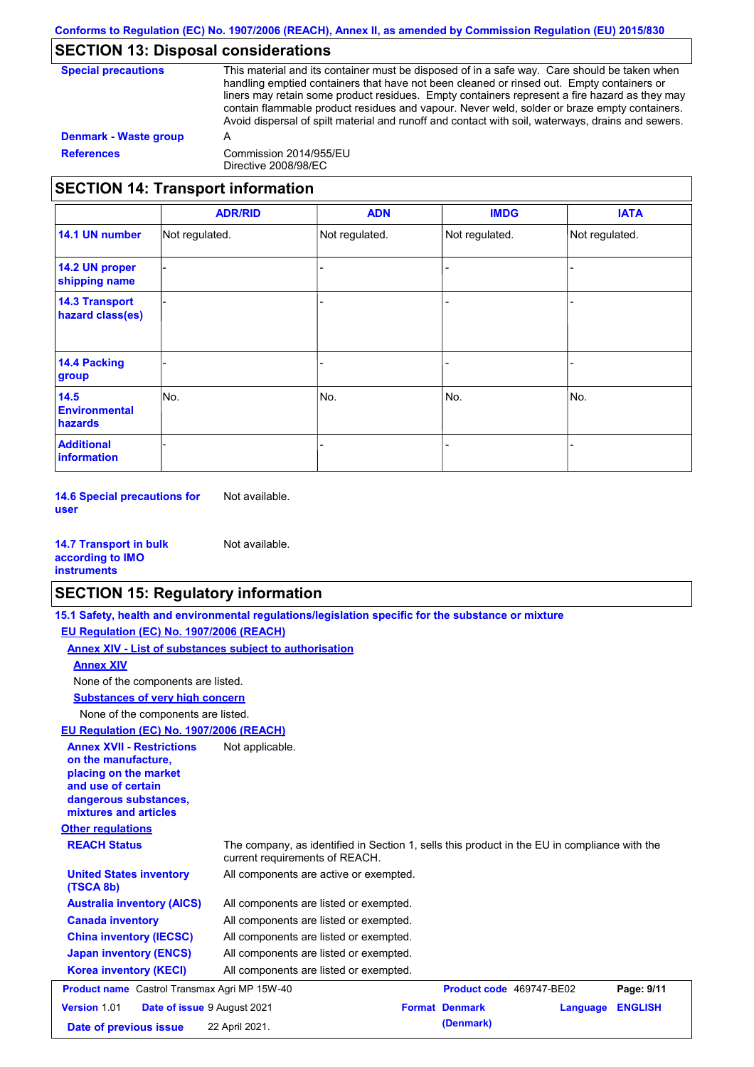## SECTION 13: Disposal considerations

**Special precautions**
This material and its container must be disposed of in a safe way. Care should be taken when handling emptied containers that have not been cleaned or rinsed out. Empty containers or liners may retain some product residues. Empty containers represent a fire hazard as they may contain flammable product residues and vapour. Never weld, solder or braze empty containers. Avoid dispersal of spilt material and runoff and contact with soil, waterways, drains and sewers.

**Denmark - Waste group**
A

**References**
Commission 2014/955/EU
Directive 2008/98/EC

## SECTION 14: Transport information

| | ADR/RID | ADN | IMDG | IATA |
|---|---|---|---|---|
| **14.1 UN number** | Not regulated. | Not regulated. | Not regulated. | Not regulated. |
| **14.2 UN proper shipping name** | - | - | - | - |
| **14.3 Transport hazard class(es)** | - | - | - | - |
| **14.4 Packing group** | - | - | - | - |
| **14.5 Environmental hazards** | No. | No. | No. | No. |
| **Additional information** | - | - | - | - |

**14.6 Special precautions for user**
Not available.

**14.7 Transport in bulk according to IMO instruments**
Not available.

## SECTION 15: Regulatory information

**15.1 Safety, health and environmental regulations/legislation specific for the substance or mixture**

**EU Regulation (EC) No. 1907/2006 (REACH)**

**Annex XIV - List of substances subject to authorisation**

**Annex XIV**

None of the components are listed.

**Substances of very high concern**

None of the components are listed.

**EU Regulation (EC) No. 1907/2006 (REACH)**

**Annex XVII - Restrictions on the manufacture, placing on the market and use of certain dangerous substances, mixtures and articles**
Not applicable.

**Other regulations**

**REACH Status**
The company, as identified in Section 1, sells this product in the EU in compliance with the current requirements of REACH.

**United States inventory (TSCA 8b)**
All components are active or exempted.

**Australia inventory (AICS)**
All components are listed or exempted.

**Canada inventory**
All components are listed or exempted.

**China inventory (IECSC)**
All components are listed or exempted.

**Japan inventory (ENCS)**
All components are listed or exempted.

**Korea inventory (KECI)**
All components are listed or exempted.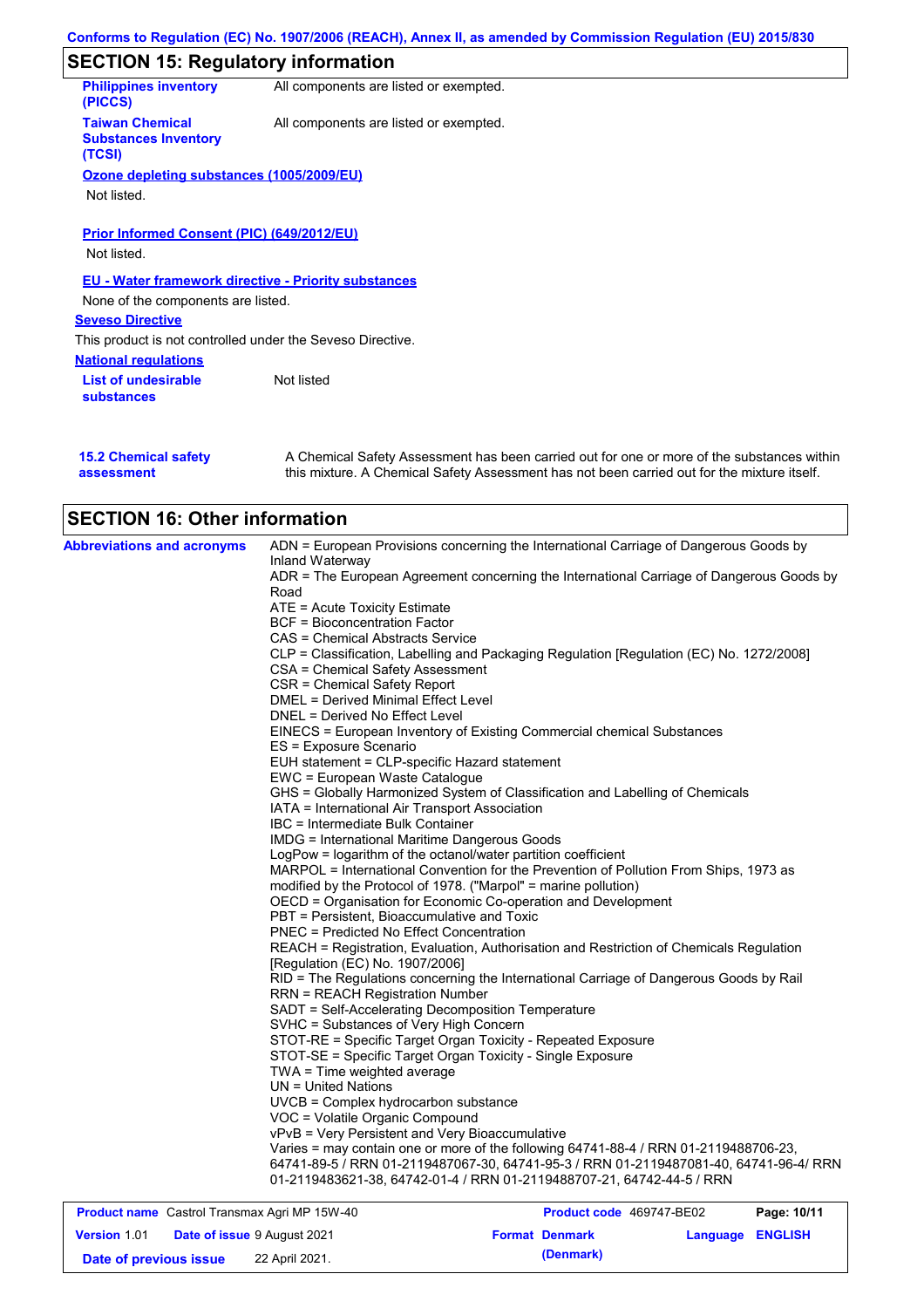## SECTION 15: Regulatory information

**Philippines inventory (PICCS)** All components are listed or exempted.

**Taiwan Chemical Substances Inventory (TCSI)** All components are listed or exempted.

**Ozone depleting substances (1005/2009/EU)**

Not listed.

**Prior Informed Consent (PIC) (649/2012/EU)**

Not listed.

**EU - Water framework directive - Priority substances**

None of the components are listed.

**Seveso Directive**

This product is not controlled under the Seveso Directive.

**National regulations**

**List of undesirable substances** Not listed

**15.2 Chemical safety assessment** A Chemical Safety Assessment has been carried out for one or more of the substances within this mixture. A Chemical Safety Assessment has not been carried out for the mixture itself.

## SECTION 16: Other information

**Abbreviations and acronyms**

ADN = European Provisions concerning the International Carriage of Dangerous Goods by Inland Waterway
ADR = The European Agreement concerning the International Carriage of Dangerous Goods by Road
ATE = Acute Toxicity Estimate
BCF = Bioconcentration Factor
CAS = Chemical Abstracts Service
CLP = Classification, Labelling and Packaging Regulation [Regulation (EC) No. 1272/2008]
CSA = Chemical Safety Assessment
CSR = Chemical Safety Report
DMEL = Derived Minimal Effect Level
DNEL = Derived No Effect Level
EINECS = European Inventory of Existing Commercial chemical Substances
ES = Exposure Scenario
EUH statement = CLP-specific Hazard statement
EWC = European Waste Catalogue
GHS = Globally Harmonized System of Classification and Labelling of Chemicals
IATA = International Air Transport Association
IBC = Intermediate Bulk Container
IMDG = International Maritime Dangerous Goods
LogPow = logarithm of the octanol/water partition coefficient
MARPOL = International Convention for the Prevention of Pollution From Ships, 1973 as modified by the Protocol of 1978. ("Marpol" = marine pollution)
OECD = Organisation for Economic Co-operation and Development
PBT = Persistent, Bioaccumulative and Toxic
PNEC = Predicted No Effect Concentration
REACH = Registration, Evaluation, Authorisation and Restriction of Chemicals Regulation [Regulation (EC) No. 1907/2006]
RID = The Regulations concerning the International Carriage of Dangerous Goods by Rail
RRN = REACH Registration Number
SADT = Self-Accelerating Decomposition Temperature
SVHC = Substances of Very High Concern
STOT-RE = Specific Target Organ Toxicity - Repeated Exposure
STOT-SE = Specific Target Organ Toxicity - Single Exposure
TWA = Time weighted average
UN = United Nations
UVCB = Complex hydrocarbon substance
VOC = Volatile Organic Compound
vPvB = Very Persistent and Very Bioaccumulative
Varies = may contain one or more of the following 64741-88-4 / RRN 01-2119488706-23, 64741-89-5 / RRN 01-2119487067-30, 64741-95-3 / RRN 01-2119487081-40, 64741-96-4/ RRN 01-2119483621-38, 64742-01-4 / RRN 01-2119488707-21, 64742-44-5 / RRN

| **Product name** Castrol Transmax Agri MP 15W-40 | **Product code** 469747-BE02 | **Page: 10/11** |
|---|---|---|
| **Version** 1.01 **Date of issue** 9 August 2021 | **Format Denmark (Denmark)** | **Language ENGLISH** |
| **Date of previous issue** 22 April 2021. | | |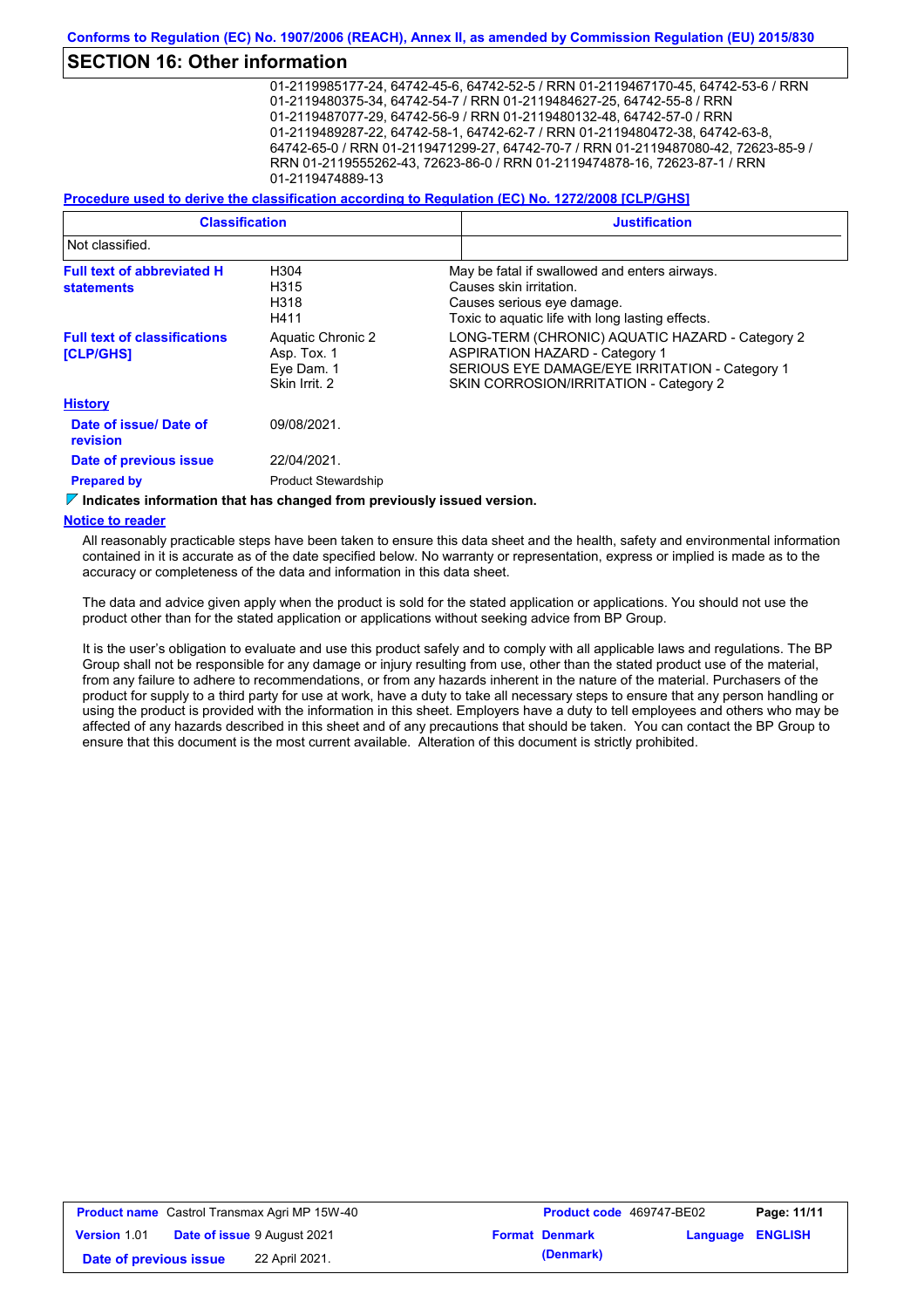## SECTION 16: Other information

01-2119985177-24, 64742-45-6, 64742-52-5 / RRN 01-2119467170-45, 64742-53-6 / RRN 01-2119480375-34, 64742-54-7 / RRN 01-2119484627-25, 64742-55-8 / RRN 01-2119487077-29, 64742-56-9 / RRN 01-2119480132-48, 64742-57-0 / RRN 01-2119489287-22, 64742-58-1, 64742-62-7 / RRN 01-2119480472-38, 64742-63-8, 64742-65-0 / RRN 01-2119471299-27, 64742-70-7 / RRN 01-2119487080-42, 72623-85-9 / RRN 01-2119555262-43, 72623-86-0 / RRN 01-2119474878-16, 72623-87-1 / RRN 01-2119474889-13

**Procedure used to derive the classification according to Regulation (EC) No. 1272/2008 [CLP/GHS]**

| Classification | Justification |
|---|---|
| Not classified. | |

**Full text of abbreviated H statements**

| | | |
|---|---|---|
| H304 | May be fatal if swallowed and enters airways. |
| H315 | Causes skin irritation. |
| H318 | Causes serious eye damage. |
| H411 | Toxic to aquatic life with long lasting effects. |

**Full text of classifications [CLP/GHS]**

| | |
|---|---|
| Aquatic Chronic 2 | LONG-TERM (CHRONIC) AQUATIC HAZARD - Category 2 |
| Asp. Tox. 1 | ASPIRATION HAZARD - Category 1 |
| Eye Dam. 1 | SERIOUS EYE DAMAGE/EYE IRRITATION - Category 1 |
| Skin Irrit. 2 | SKIN CORROSION/IRRITATION - Category 2 |

**History**

**Date of issue/ Date of revision** 09/08/2021.

**Date of previous issue** 22/04/2021.

**Prepared by** Product Stewardship

**Indicates information that has changed from previously issued version.**

**Notice to reader**

All reasonably practicable steps have been taken to ensure this data sheet and the health, safety and environmental information contained in it is accurate as of the date specified below. No warranty or representation, express or implied is made as to the accuracy or completeness of the data and information in this data sheet.

The data and advice given apply when the product is sold for the stated application or applications. You should not use the product other than for the stated application or applications without seeking advice from BP Group.

It is the user's obligation to evaluate and use this product safely and to comply with all applicable laws and regulations. The BP Group shall not be responsible for any damage or injury resulting from use, other than the stated product use of the material, from any failure to adhere to recommendations, or from any hazards inherent in the nature of the material. Purchasers of the product for supply to a third party for use at work, have a duty to take all necessary steps to ensure that any person handling or using the product is provided with the information in this sheet. Employers have a duty to tell employees and others who may be affected of any hazards described in this sheet and of any precautions that should be taken. You can contact the BP Group to ensure that this document is the most current available. Alteration of this document is strictly prohibited.